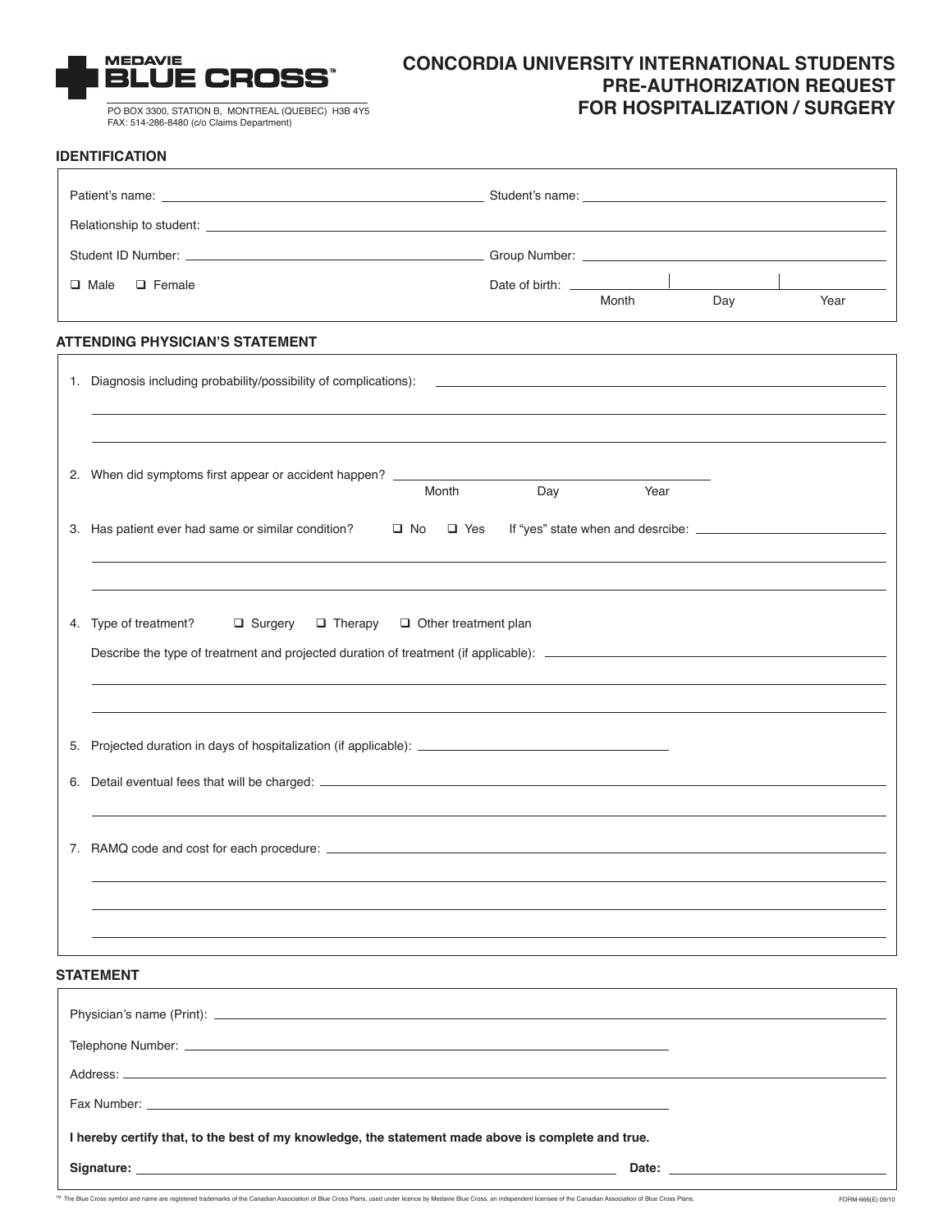**MEDAVIE BLUE CROSS™**

PO BOX 3300, STATION B, MONTREAL (QUEBEC) H3B 4Y5
FAX: 514-286-8480 (c/o Claims Department)

# CONCORDIA UNIVERSITY INTERNATIONAL STUDENTS PRE-AUTHORIZATION REQUEST FOR HOSPITALIZATION / SURGERY

## IDENTIFICATION

Patient's name: ______________________ Student's name: ______________________

Relationship to student: ______________________

Student ID Number: ______________________ Group Number: ______________________

☐ Male ☐ Female

Date of birth: ______ | ______ | ______
Month | Day | Year

## ATTENDING PHYSICIAN'S STATEMENT

1. Diagnosis including probability/possibility of complications: ______________________

2. When did symptoms first appear or accident happen? ______________________
Month Day Year

3. Has patient ever had same or similar condition? ☐ No ☐ Yes If "yes" state when and desrcibe: ______________________

4. Type of treatment? ☐ Surgery ☐ Therapy ☐ Other treatment plan

   Describe the type of treatment and projected duration of treatment (if applicable): ______________________

5. Projected duration in days of hospitalization (if applicable): ______________________

6. Detail eventual fees that will be charged: ______________________

7. RAMQ code and cost for each procedure: ______________________

## STATEMENT

Physician's name (Print): ______________________

Telephone Number: ______________________

Address: ______________________

Fax Number: ______________________

**I hereby certify that, to the best of my knowledge, the statement made above is complete and true.**

**Signature:** ______________________ **Date:** ______________________

™ The Blue Cross symbol and name are registered trademarks of the Canadian Association of Blue Cross Plans, used under licence by Medavie Blue Cross, an independent licensee of the Canadian Association of Blue Cross Plans.

FORM-666(E) 09/10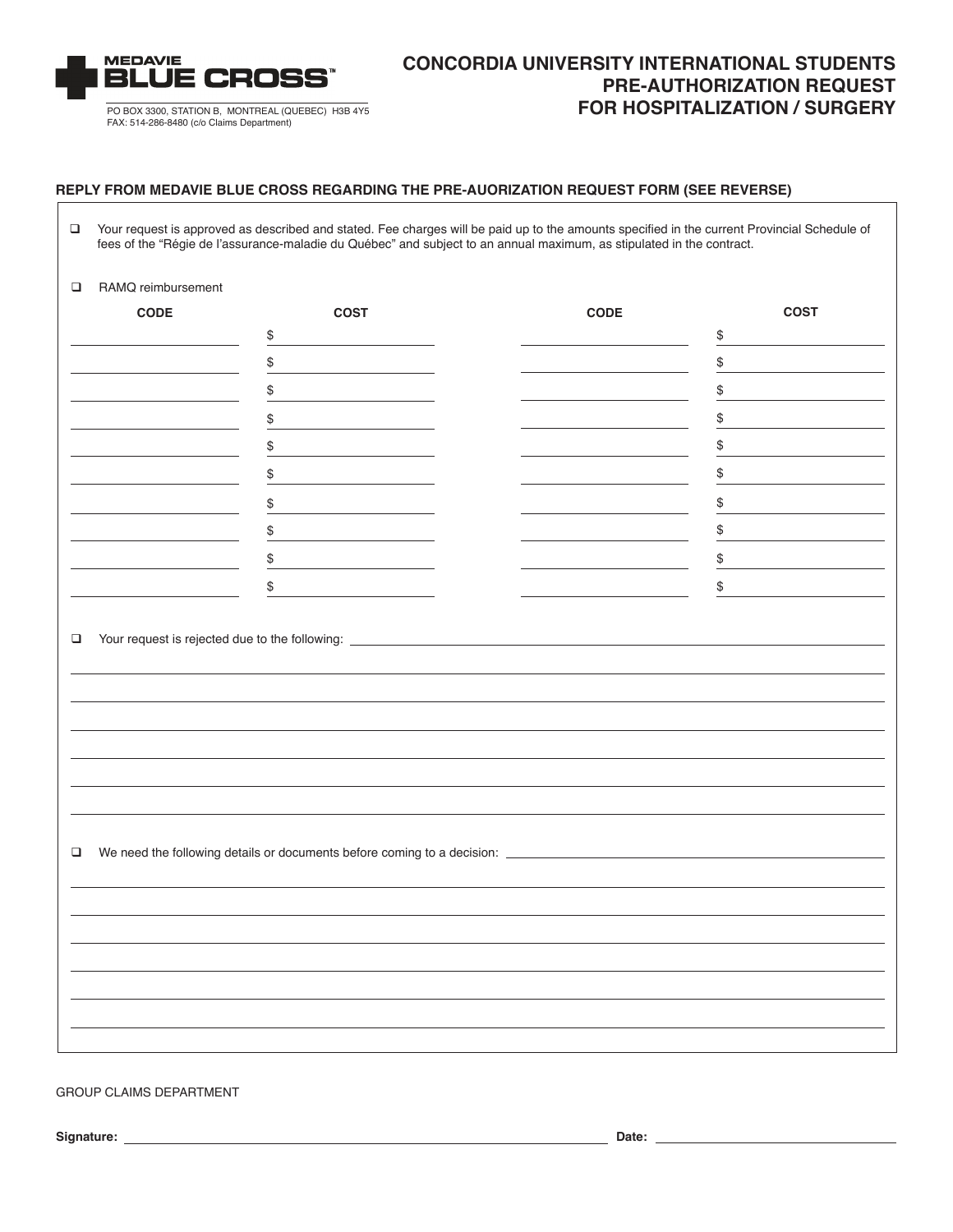MEDAVIE BLUE CROSS™

PO BOX 3300, STATION B, MONTREAL (QUEBEC) H3B 4Y5
FAX: 514-286-8480 (c/o Claims Department)

# CONCORDIA UNIVERSITY INTERNATIONAL STUDENTS PRE-AUTHORIZATION REQUEST FOR HOSPITALIZATION / SURGERY

## REPLY FROM MEDAVIE BLUE CROSS REGARDING THE PRE-AUORIZATION REQUEST FORM (SEE REVERSE)

❑ Your request is approved as described and stated. Fee charges will be paid up to the amounts specified in the current Provincial Schedule of fees of the "Régie de l'assurance-maladie du Québec" and subject to an annual maximum, as stipulated in the contract.

❑ RAMQ reimbursement

| CODE | COST | CODE | COST |
| --- | --- | --- | --- |
| | $ | | $ |
| | $ | | $ |
| | $ | | $ |
| | $ | | $ |
| | $ | | $ |
| | $ | | $ |
| | $ | | $ |
| | $ | | $ |
| | $ | | $ |
| | $ | | $ |

❑ Your request is rejected due to the following: ______________________________

______________________________

______________________________

______________________________

______________________________

______________________________

❑ We need the following details or documents before coming to a decision: ______________________________

______________________________

______________________________

______________________________

______________________________

______________________________

GROUP CLAIMS DEPARTMENT

**Signature:** ______________________________ **Date:** ______________________________